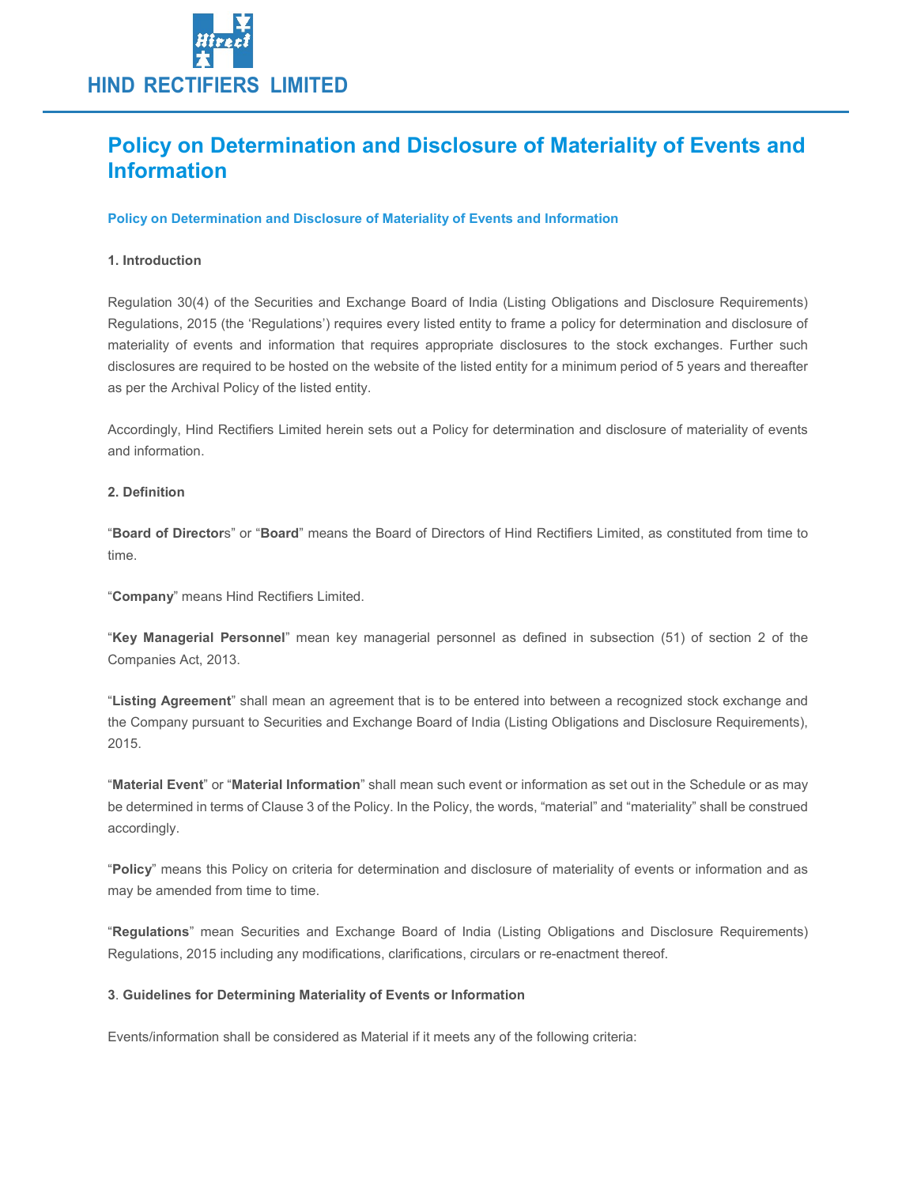HIND RECTIFIERS LIMITED

# Policy on Determination and Disclosure of Materiality of Events and Information

### Policy on Determination and Disclosure of Materiality of Events and Information

**1. Introduction**

Regulation 30(4) of the Securities and Exchange Board of India (Listing Obligations and Disclosure Requirements) Regulations, 2015 (the 'Regulations') requires every listed entity to frame a policy for determination and disclosure of materiality of events and information that requires appropriate disclosures to the stock exchanges. Further such disclosures are required to be hosted on the website of the listed entity for a minimum period of 5 years and thereafter as per the Archival Policy of the listed entity.

Accordingly, Hind Rectifiers Limited herein sets out a Policy for determination and disclosure of materiality of events and information.

**2. Definition**

"**Board of Director**s" or "**Board**" means the Board of Directors of Hind Rectifiers Limited, as constituted from time to time.

"**Company**" means Hind Rectifiers Limited.

"**Key Managerial Personnel**" mean key managerial personnel as defined in subsection (51) of section 2 of the Companies Act, 2013.

"**Listing Agreement**" shall mean an agreement that is to be entered into between a recognized stock exchange and the Company pursuant to Securities and Exchange Board of India (Listing Obligations and Disclosure Requirements), 2015.

"**Material Event**" or "**Material Information**" shall mean such event or information as set out in the Schedule or as may be determined in terms of Clause 3 of the Policy. In the Policy, the words, "material" and "materiality" shall be construed accordingly.

"**Policy**" means this Policy on criteria for determination and disclosure of materiality of events or information and as may be amended from time to time.

"**Regulations**" mean Securities and Exchange Board of India (Listing Obligations and Disclosure Requirements) Regulations, 2015 including any modifications, clarifications, circulars or re-enactment thereof.

**3**. **Guidelines for Determining Materiality of Events or Information**

Events/information shall be considered as Material if it meets any of the following criteria: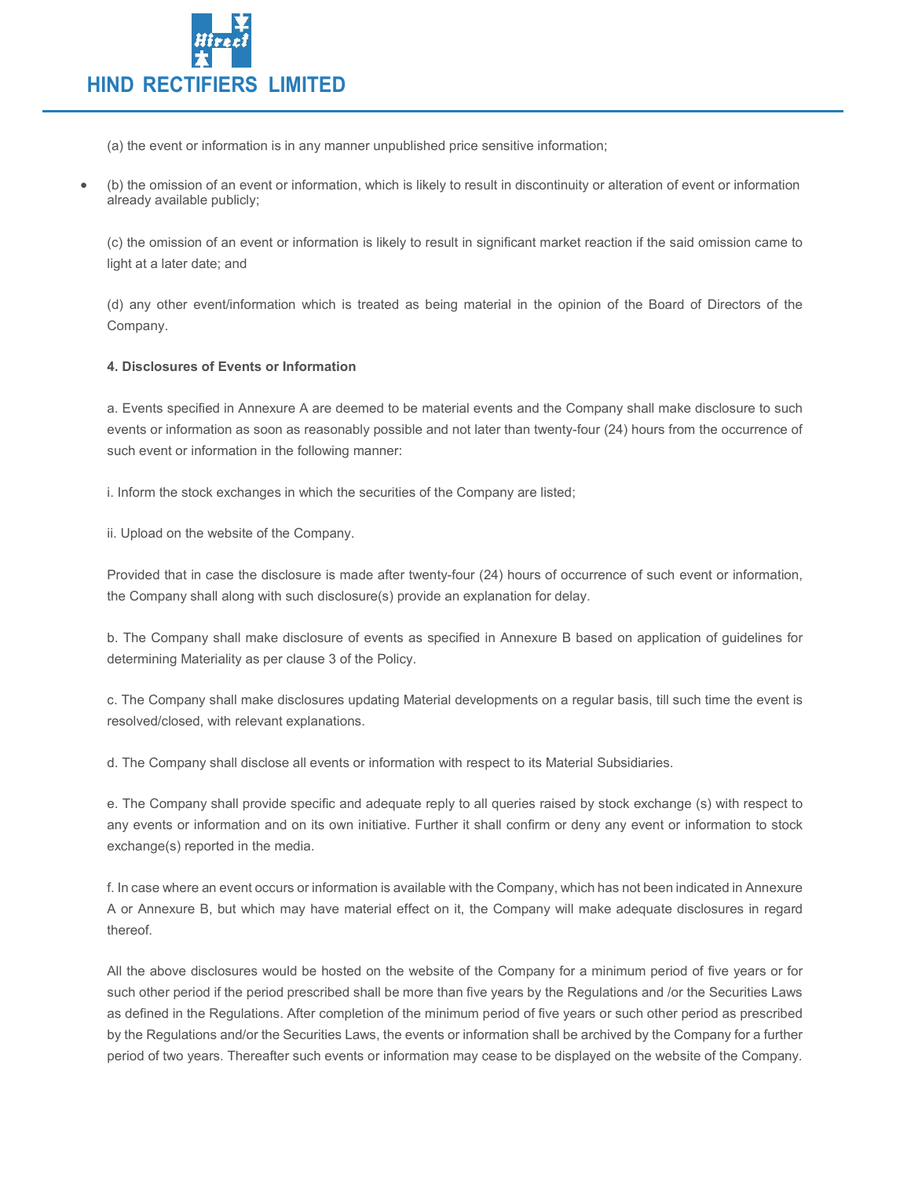(a) the event or information is in any manner unpublished price sensitive information;

- (b) the omission of an event or information, which is likely to result in discontinuity or alteration of event or information already available publicly;

(c) the omission of an event or information is likely to result in significant market reaction if the said omission came to light at a later date; and

(d) any other event/information which is treated as being material in the opinion of the Board of Directors of the Company.

**4. Disclosures of Events or Information**

a. Events specified in Annexure A are deemed to be material events and the Company shall make disclosure to such events or information as soon as reasonably possible and not later than twenty-four (24) hours from the occurrence of such event or information in the following manner:

i. Inform the stock exchanges in which the securities of the Company are listed;

ii. Upload on the website of the Company.

Provided that in case the disclosure is made after twenty-four (24) hours of occurrence of such event or information, the Company shall along with such disclosure(s) provide an explanation for delay.

b. The Company shall make disclosure of events as specified in Annexure B based on application of guidelines for determining Materiality as per clause 3 of the Policy.

c. The Company shall make disclosures updating Material developments on a regular basis, till such time the event is resolved/closed, with relevant explanations.

d. The Company shall disclose all events or information with respect to its Material Subsidiaries.

e. The Company shall provide specific and adequate reply to all queries raised by stock exchange (s) with respect to any events or information and on its own initiative. Further it shall confirm or deny any event or information to stock exchange(s) reported in the media.

f. In case where an event occurs or information is available with the Company, which has not been indicated in Annexure A or Annexure B, but which may have material effect on it, the Company will make adequate disclosures in regard thereof.

All the above disclosures would be hosted on the website of the Company for a minimum period of five years or for such other period if the period prescribed shall be more than five years by the Regulations and /or the Securities Laws as defined in the Regulations. After completion of the minimum period of five years or such other period as prescribed by the Regulations and/or the Securities Laws, the events or information shall be archived by the Company for a further period of two years. Thereafter such events or information may cease to be displayed on the website of the Company.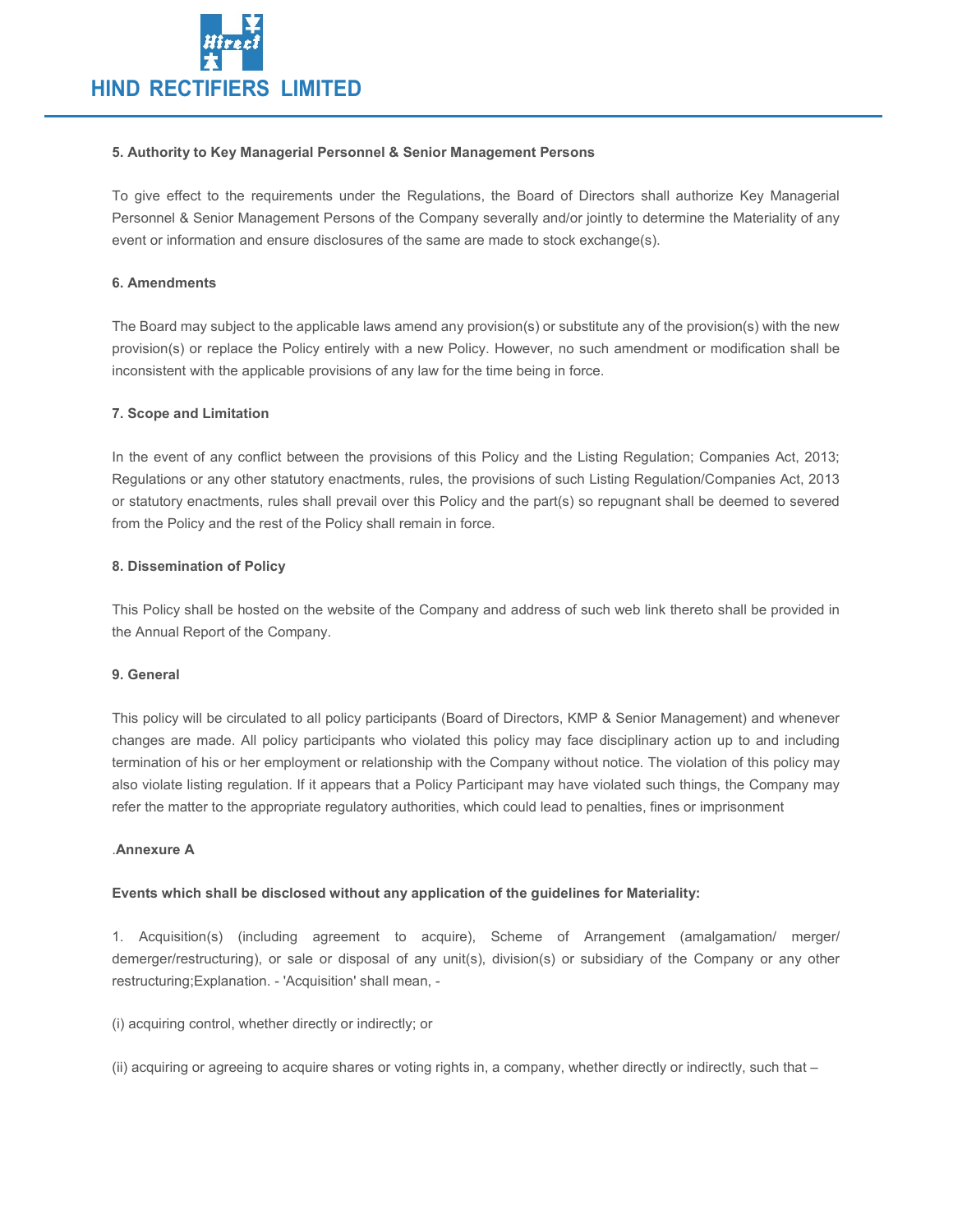**5. Authority to Key Managerial Personnel & Senior Management Persons**

To give effect to the requirements under the Regulations, the Board of Directors shall authorize Key Managerial Personnel & Senior Management Persons of the Company severally and/or jointly to determine the Materiality of any event or information and ensure disclosures of the same are made to stock exchange(s).

**6. Amendments**

The Board may subject to the applicable laws amend any provision(s) or substitute any of the provision(s) with the new provision(s) or replace the Policy entirely with a new Policy. However, no such amendment or modification shall be inconsistent with the applicable provisions of any law for the time being in force.

**7. Scope and Limitation**

In the event of any conflict between the provisions of this Policy and the Listing Regulation; Companies Act, 2013; Regulations or any other statutory enactments, rules, the provisions of such Listing Regulation/Companies Act, 2013 or statutory enactments, rules shall prevail over this Policy and the part(s) so repugnant shall be deemed to severed from the Policy and the rest of the Policy shall remain in force.

**8. Dissemination of Policy**

This Policy shall be hosted on the website of the Company and address of such web link thereto shall be provided in the Annual Report of the Company.

**9. General**

This policy will be circulated to all policy participants (Board of Directors, KMP & Senior Management) and whenever changes are made. All policy participants who violated this policy may face disciplinary action up to and including termination of his or her employment or relationship with the Company without notice. The violation of this policy may also violate listing regulation. If it appears that a Policy Participant may have violated such things, the Company may refer the matter to the appropriate regulatory authorities, which could lead to penalties, fines or imprisonment

.**Annexure A**

**Events which shall be disclosed without any application of the guidelines for Materiality:**

1. Acquisition(s) (including agreement to acquire), Scheme of Arrangement (amalgamation/ merger/ demerger/restructuring), or sale or disposal of any unit(s), division(s) or subsidiary of the Company or any other restructuring;Explanation. - 'Acquisition' shall mean, -

(i) acquiring control, whether directly or indirectly; or

(ii) acquiring or agreeing to acquire shares or voting rights in, a company, whether directly or indirectly, such that –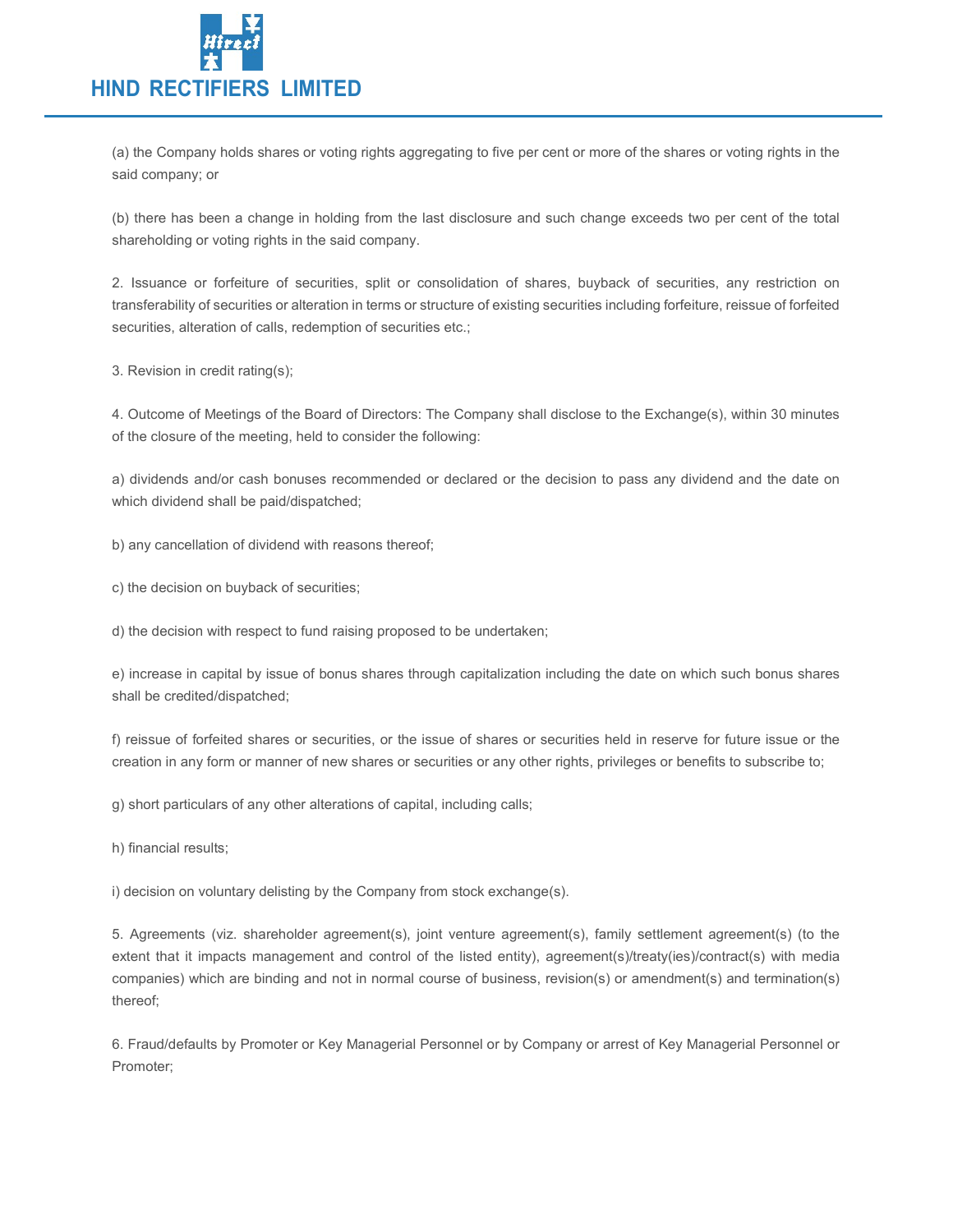(a) the Company holds shares or voting rights aggregating to five per cent or more of the shares or voting rights in the said company; or

(b) there has been a change in holding from the last disclosure and such change exceeds two per cent of the total shareholding or voting rights in the said company.

2. Issuance or forfeiture of securities, split or consolidation of shares, buyback of securities, any restriction on transferability of securities or alteration in terms or structure of existing securities including forfeiture, reissue of forfeited securities, alteration of calls, redemption of securities etc.;

3. Revision in credit rating(s);

4. Outcome of Meetings of the Board of Directors: The Company shall disclose to the Exchange(s), within 30 minutes of the closure of the meeting, held to consider the following:

a) dividends and/or cash bonuses recommended or declared or the decision to pass any dividend and the date on which dividend shall be paid/dispatched;

b) any cancellation of dividend with reasons thereof;

c) the decision on buyback of securities;

d) the decision with respect to fund raising proposed to be undertaken;

e) increase in capital by issue of bonus shares through capitalization including the date on which such bonus shares shall be credited/dispatched;

f) reissue of forfeited shares or securities, or the issue of shares or securities held in reserve for future issue or the creation in any form or manner of new shares or securities or any other rights, privileges or benefits to subscribe to;

g) short particulars of any other alterations of capital, including calls;

h) financial results;

i) decision on voluntary delisting by the Company from stock exchange(s).

5. Agreements (viz. shareholder agreement(s), joint venture agreement(s), family settlement agreement(s) (to the extent that it impacts management and control of the listed entity), agreement(s)/treaty(ies)/contract(s) with media companies) which are binding and not in normal course of business, revision(s) or amendment(s) and termination(s) thereof;

6. Fraud/defaults by Promoter or Key Managerial Personnel or by Company or arrest of Key Managerial Personnel or Promoter;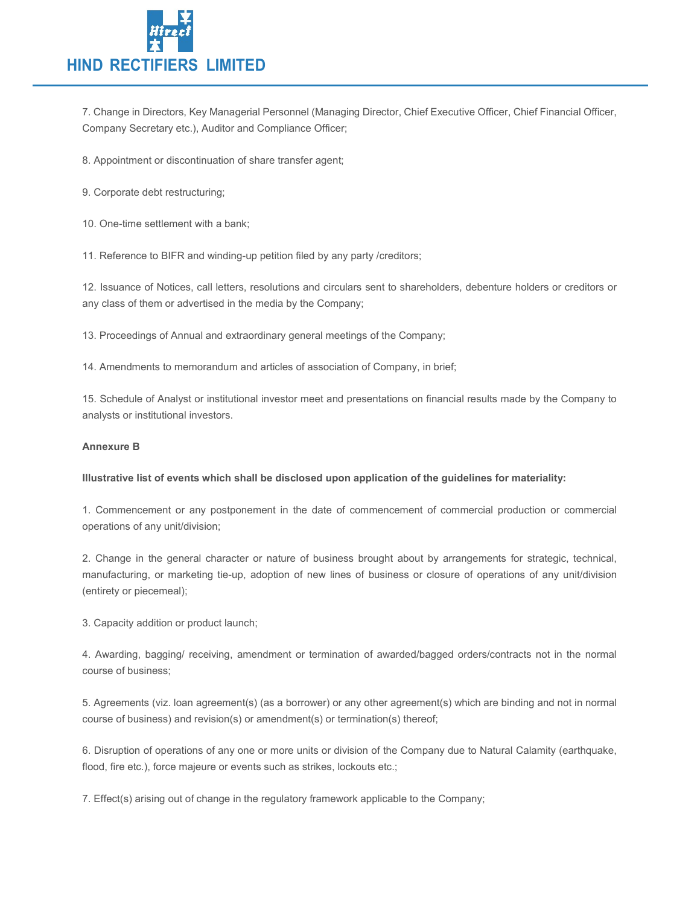7. Change in Directors, Key Managerial Personnel (Managing Director, Chief Executive Officer, Chief Financial Officer, Company Secretary etc.), Auditor and Compliance Officer;

8. Appointment or discontinuation of share transfer agent;

9. Corporate debt restructuring;

10. One-time settlement with a bank;

11. Reference to BIFR and winding-up petition filed by any party /creditors;

12. Issuance of Notices, call letters, resolutions and circulars sent to shareholders, debenture holders or creditors or any class of them or advertised in the media by the Company;

13. Proceedings of Annual and extraordinary general meetings of the Company;

14. Amendments to memorandum and articles of association of Company, in brief;

15. Schedule of Analyst or institutional investor meet and presentations on financial results made by the Company to analysts or institutional investors.

**Annexure B**

**Illustrative list of events which shall be disclosed upon application of the guidelines for materiality:**

1. Commencement or any postponement in the date of commencement of commercial production or commercial operations of any unit/division;

2. Change in the general character or nature of business brought about by arrangements for strategic, technical, manufacturing, or marketing tie-up, adoption of new lines of business or closure of operations of any unit/division (entirety or piecemeal);

3. Capacity addition or product launch;

4. Awarding, bagging/ receiving, amendment or termination of awarded/bagged orders/contracts not in the normal course of business;

5. Agreements (viz. loan agreement(s) (as a borrower) or any other agreement(s) which are binding and not in normal course of business) and revision(s) or amendment(s) or termination(s) thereof;

6. Disruption of operations of any one or more units or division of the Company due to Natural Calamity (earthquake, flood, fire etc.), force majeure or events such as strikes, lockouts etc.;

7. Effect(s) arising out of change in the regulatory framework applicable to the Company;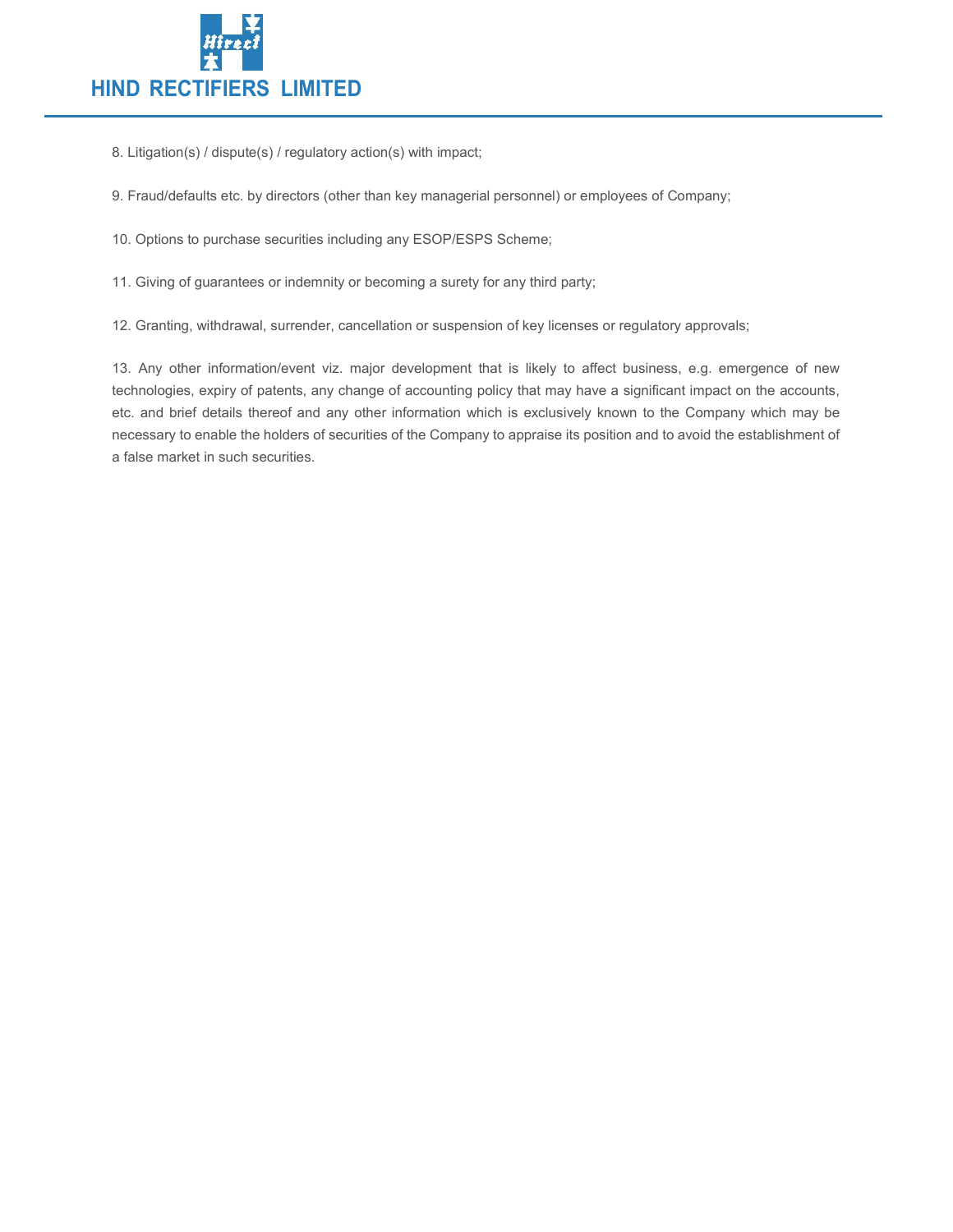8. Litigation(s) / dispute(s) / regulatory action(s) with impact;

9. Fraud/defaults etc. by directors (other than key managerial personnel) or employees of Company;

10. Options to purchase securities including any ESOP/ESPS Scheme;

11. Giving of guarantees or indemnity or becoming a surety for any third party;

12. Granting, withdrawal, surrender, cancellation or suspension of key licenses or regulatory approvals;

13. Any other information/event viz. major development that is likely to affect business, e.g. emergence of new technologies, expiry of patents, any change of accounting policy that may have a significant impact on the accounts, etc. and brief details thereof and any other information which is exclusively known to the Company which may be necessary to enable the holders of securities of the Company to appraise its position and to avoid the establishment of a false market in such securities.